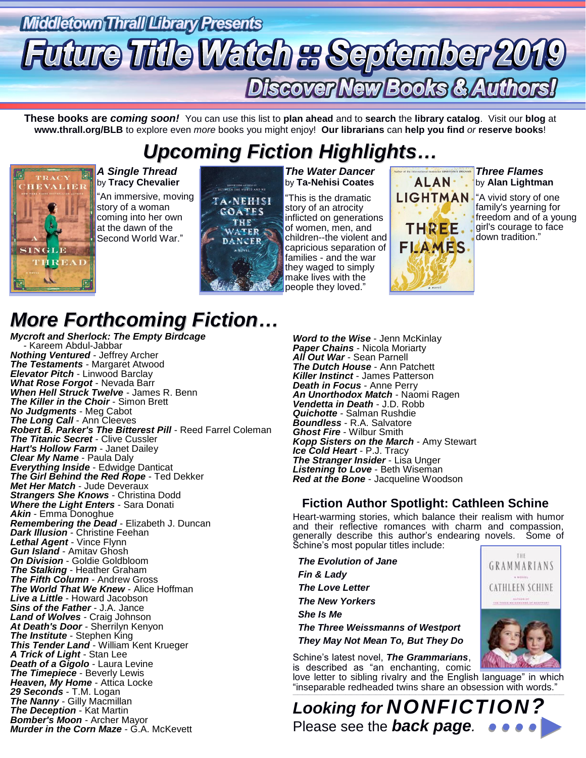Middletown Thrall Library Presents

# Future Title Watch :: September 2019

## Discover New Books & Authors!

**These books are *coming soon!*** You can use this list to **plan ahead** and to **search** the **library catalog**. Visit our **blog** at **www.thrall.org/BLB** to explore even *more* books you might enjoy! **Our librarians** can **help you find** *or* **reserve books**!

## Upcoming Fiction Highlights…

***A Single Thread***
by **Tracy Chevalier**
"An immersive, moving story of a woman coming into her own at the dawn of the Second World War."

***The Water Dancer***
by **Ta-Nehisi Coates**
"This is the dramatic story of an atrocity inflicted on generations of women, men, and children--the violent and capricious separation of families - and the war they waged to simply make lives with the people they loved."

***Three Flames***
by **Alan Lightman**
"A vivid story of one family's yearning for freedom and of a young girl's courage to face down tradition."

## More Forthcoming Fiction…

***Mycroft and Sherlock: The Empty Birdcage*** - Kareem Abdul-Jabbar
***Nothing Ventured*** - Jeffrey Archer
***The Testaments*** - Margaret Atwood
***Elevator Pitch*** - Linwood Barclay
***What Rose Forgot*** - Nevada Barr
***When Hell Struck Twelve*** - James R. Benn
***The Killer in the Choir*** - Simon Brett
***No Judgments*** - Meg Cabot
***The Long Call*** - Ann Cleeves
***Robert B. Parker's The Bitterest Pill*** - Reed Farrel Coleman
***The Titanic Secret*** - Clive Cussler
***Hart's Hollow Farm*** - Janet Dailey
***Clear My Name*** - Paula Daly
***Everything Inside*** - Edwidge Danticat
***The Girl Behind the Red Rope*** - Ted Dekker
***Met Her Match*** - Jude Deveraux
***Strangers She Knows*** - Christina Dodd
***Where the Light Enters*** - Sara Donati
***Akin*** - Emma Donoghue
***Remembering the Dead*** - Elizabeth J. Duncan
***Dark Illusion*** - Christine Feehan
***Lethal Agent*** - Vince Flynn
***Gun Island*** - Amitav Ghosh
***On Division*** - Goldie Goldbloom
***The Stalking*** - Heather Graham
***The Fifth Column*** - Andrew Gross
***The World That We Knew*** - Alice Hoffman
***Live a Little*** - Howard Jacobson
***Sins of the Father*** - J.A. Jance
***Land of Wolves*** - Craig Johnson
***At Death's Door*** - Sherrilyn Kenyon
***The Institute*** - Stephen King
***This Tender Land*** - William Kent Krueger
***A Trick of Light*** - Stan Lee
***Death of a Gigolo*** - Laura Levine
***The Timepiece*** - Beverly Lewis
***Heaven, My Home*** - Attica Locke
***29 Seconds*** - T.M. Logan
***The Nanny*** - Gilly Macmillan
***The Deception*** - Kat Martin
***Bomber's Moon*** - Archer Mayor
***Murder in the Corn Maze*** - G.A. McKevett
***Word to the Wise*** - Jenn McKinlay
***Paper Chains*** - Nicola Moriarty
***All Out War*** - Sean Parnell
***The Dutch House*** - Ann Patchett
***Killer Instinct*** - James Patterson
***Death in Focus*** - Anne Perry
***An Unorthodox Match*** - Naomi Ragen
***Vendetta in Death*** - J.D. Robb
***Quichotte*** - Salman Rushdie
***Boundless*** - R.A. Salvatore
***Ghost Fire*** - Wilbur Smith
***Kopp Sisters on the March*** - Amy Stewart
***Ice Cold Heart*** - P.J. Tracy
***The Stranger Insider*** - Lisa Unger
***Listening to Love*** - Beth Wiseman
***Red at the Bone*** - Jacqueline Woodson

### Fiction Author Spotlight: Cathleen Schine

Heart-warming stories, which balance their realism with humor and their reflective romances with charm and compassion, generally describe this author's endearing novels. Some of Schine's most popular titles include:

***The Evolution of Jane***
***Fin & Lady***
***The Love Letter***
***The New Yorkers***
***She Is Me***
***The Three Weissmanns of Westport***
***They May Not Mean To, But They Do***

Schine's latest novel, ***The Grammarians***, is described as "an enchanting, comic love letter to sibling rivalry and the English language" in which "inseparable redheaded twins share an obsession with words."

**Looking for *NONFICTION?***
Please see the ***back page***.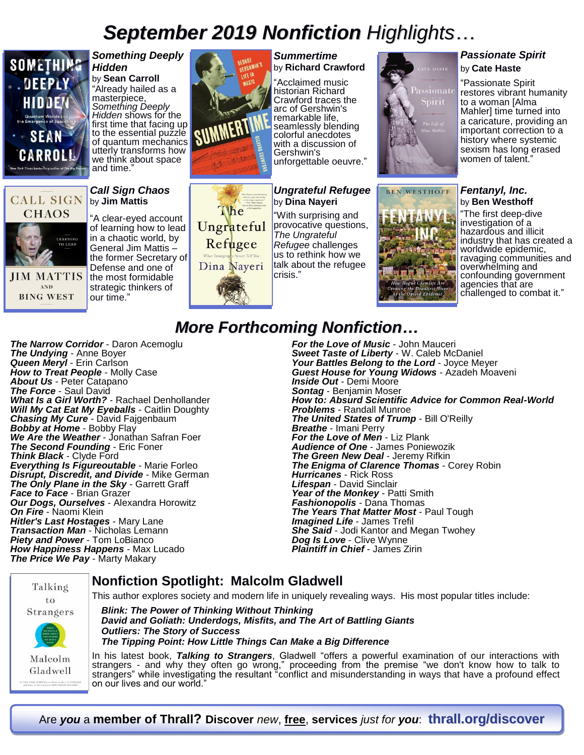# *September 2019 Nonfiction Highlights…*

### *Something Deeply Hidden*

by **Sean Carroll**

"Already hailed as a masterpiece, *Something Deeply Hidden* shows for the first time that facing up to the essential puzzle of quantum mechanics utterly transforms how we think about space and time."

### *Summertime*

by **Richard Crawford**

"Acclaimed music historian Richard Crawford traces the arc of Gershwin's remarkable life, seamlessly blending colorful anecdotes with a discussion of Gershwin's unforgettable oeuvre."

### *Passionate Spirit*

by **Cate Haste**

"Passionate Spirit restores vibrant humanity to a woman [Alma Mahler] time turned into a caricature, providing an important correction to a history where systemic sexism has long erased women of talent."

### *Call Sign Chaos*

by **Jim Mattis**

"A clear-eyed account of learning how to lead in a chaotic world, by General Jim Mattis – the former Secretary of Defense and one of the most formidable strategic thinkers of our time."

### *Ungrateful Refugee*

by **Dina Nayeri**

"With surprising and provocative questions, *The Ungrateful Refugee* challenges us to rethink how we talk about the refugee crisis."

### *Fentanyl, Inc.*

by **Ben Westhoff**

"The first deep-dive investigation of a hazardous and illicit industry that has created a worldwide epidemic, ravaging communities and overwhelming and confounding government agencies that are challenged to combat it."

## *More Forthcoming Nonfiction…*

***The Narrow Corridor*** - Daron Acemoglu
***The Undying*** - Anne Boyer
***Queen Meryl*** - Erin Carlson
***How to Treat People*** - Molly Case
***About Us*** - Peter Catapano
***The Force*** - Saul David
***What Is a Girl Worth?*** - Rachael Denhollander
***Will My Cat Eat My Eyeballs*** - Caitlin Doughty
***Chasing My Cure*** - David Fajgenbaum
***Bobby at Home*** - Bobby Flay
***We Are the Weather*** - Jonathan Safran Foer
***The Second Founding*** - Eric Foner
***Think Black*** - Clyde Ford
***Everything Is Figureoutable*** - Marie Forleo
***Disrupt, Discredit, and Divide*** - Mike German
***The Only Plane in the Sky*** - Garrett Graff
***Face to Face*** - Brian Grazer
***Our Dogs, Ourselves*** - Alexandra Horowitz
***On Fire*** - Naomi Klein
***Hitler's Last Hostages*** - Mary Lane
***Transaction Man*** - Nicholas Lemann
***Piety and Power*** - Tom LoBianco
***How Happiness Happens*** - Max Lucado
***The Price We Pay*** - Marty Makary
***For the Love of Music*** - John Mauceri
***Sweet Taste of Liberty*** - W. Caleb McDaniel
***Your Battles Belong to the Lord*** - Joyce Meyer
***Guest House for Young Widows*** - Azadeh Moaveni
***Inside Out*** - Demi Moore
***Sontag*** - Benjamin Moser
***How to: Absurd Scientific Advice for Common Real-World Problems*** - Randall Munroe
***The United States of Trump*** - Bill O'Reilly
***Breathe*** - Imani Perry
***For the Love of Men*** - Liz Plank
***Audience of One*** - James Poniewozik
***The Green New Deal*** - Jeremy Rifkin
***The Enigma of Clarence Thomas*** - Corey Robin
***Hurricanes*** - Rick Ross
***Lifespan*** - David Sinclair
***Year of the Monkey*** - Patti Smith
***Fashionopolis*** - Dana Thomas
***The Years That Matter Most*** - Paul Tough
***Imagined Life*** - James Trefil
***She Said*** - Jodi Kantor and Megan Twohey
***Dog Is Love*** - Clive Wynne
***Plaintiff in Chief*** - James Zirin

## Nonfiction Spotlight: Malcolm Gladwell

This author explores society and modern life in uniquely revealing ways. His most popular titles include:

***Blink: The Power of Thinking Without Thinking***
***David and Goliath: Underdogs, Misfits, and The Art of Battling Giants***
***Outliers: The Story of Success***
***The Tipping Point: How Little Things Can Make a Big Difference***

In his latest book, ***Talking to Strangers***, Gladwell "offers a powerful examination of our interactions with strangers - and why they often go wrong," proceeding from the premise "we don't know how to talk to strangers" while investigating the resultant "conflict and misunderstanding in ways that have a profound effect on our lives and our world."

Are ***you*** a **member of Thrall?** **Discover** *new*, **free**, **services** *just for* ***you***: **thrall.org/discover**